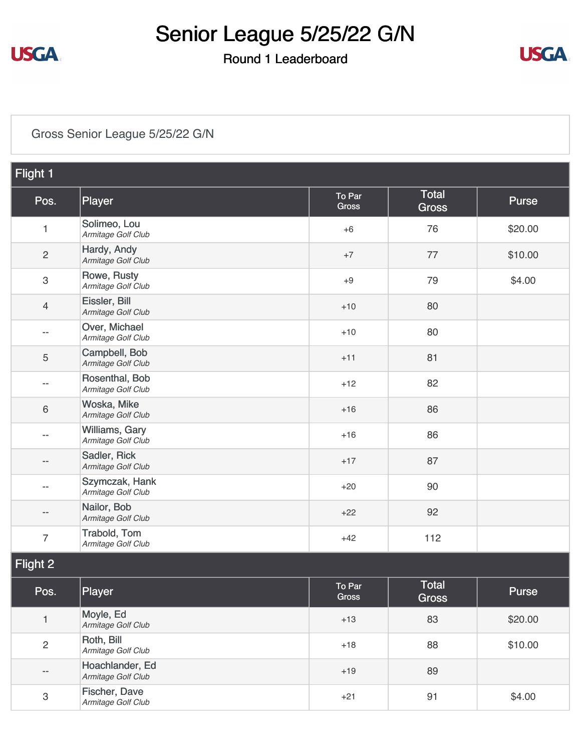# Senior League 5/25/22 G/N

## Round 1 Leaderboard

Gross Senior League 5/25/22 G/N

### Flight 1

| Pos. | Player | To Par Gross | Total Gross | Purse |
|---|---|---|---|---|
| 1 | Solimeo, Lou *Armitage Golf Club* | +6 | 76 | $20.00 |
| 2 | Hardy, Andy *Armitage Golf Club* | +7 | 77 | $10.00 |
| 3 | Rowe, Rusty *Armitage Golf Club* | +9 | 79 | $4.00 |
| 4 | Eissler, Bill *Armitage Golf Club* | +10 | 80 | |
| -- | Over, Michael *Armitage Golf Club* | +10 | 80 | |
| 5 | Campbell, Bob *Armitage Golf Club* | +11 | 81 | |
| -- | Rosenthal, Bob *Armitage Golf Club* | +12 | 82 | |
| 6 | Woska, Mike *Armitage Golf Club* | +16 | 86 | |
| -- | Williams, Gary *Armitage Golf Club* | +16 | 86 | |
| -- | Sadler, Rick *Armitage Golf Club* | +17 | 87 | |
| -- | Szymczak, Hank *Armitage Golf Club* | +20 | 90 | |
| -- | Nailor, Bob *Armitage Golf Club* | +22 | 92 | |
| 7 | Trabold, Tom *Armitage Golf Club* | +42 | 112 | |

### Flight 2

| Pos. | Player | To Par Gross | Total Gross | Purse |
|---|---|---|---|---|
| 1 | Moyle, Ed *Armitage Golf Club* | +13 | 83 | $20.00 |
| 2 | Roth, Bill *Armitage Golf Club* | +18 | 88 | $10.00 |
| -- | Hoachlander, Ed *Armitage Golf Club* | +19 | 89 | |
| 3 | Fischer, Dave *Armitage Golf Club* | +21 | 91 | $4.00 |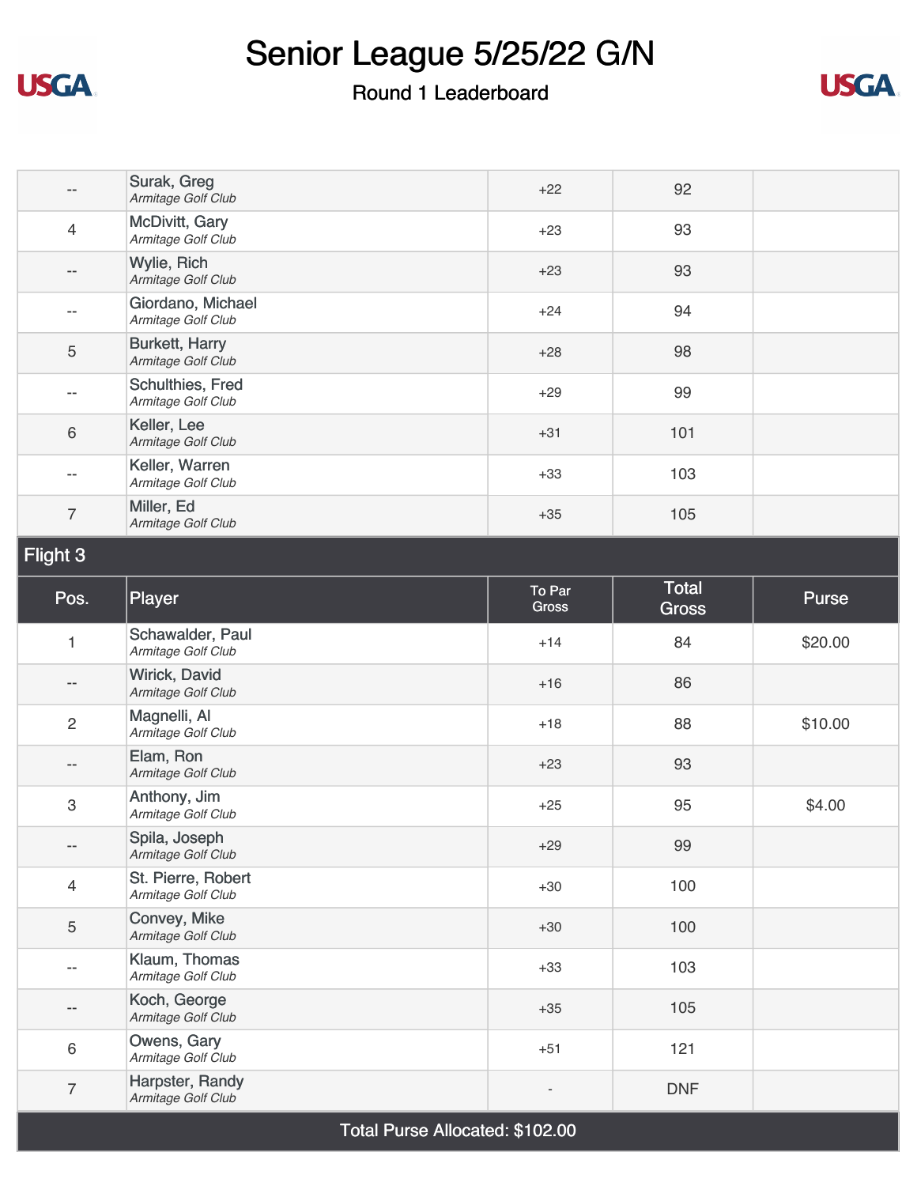# Senior League 5/25/22 G/N

## Round 1 Leaderboard

| Pos. | Player | To Par Gross | Total Gross | Purse |
|---|---|---|---|---|
| -- | Surak, Greg *Armitage Golf Club* | +22 | 92 | |
| 4 | McDivitt, Gary *Armitage Golf Club* | +23 | 93 | |
| -- | Wylie, Rich *Armitage Golf Club* | +23 | 93 | |
| -- | Giordano, Michael *Armitage Golf Club* | +24 | 94 | |
| 5 | Burkett, Harry *Armitage Golf Club* | +28 | 98 | |
| -- | Schulthies, Fred *Armitage Golf Club* | +29 | 99 | |
| 6 | Keller, Lee *Armitage Golf Club* | +31 | 101 | |
| -- | Keller, Warren *Armitage Golf Club* | +33 | 103 | |
| 7 | Miller, Ed *Armitage Golf Club* | +35 | 105 | |

### Flight 3

| Pos. | Player | To Par Gross | Total Gross | Purse |
|---|---|---|---|---|
| 1 | Schawalder, Paul *Armitage Golf Club* | +14 | 84 | $20.00 |
| -- | Wirick, David *Armitage Golf Club* | +16 | 86 | |
| 2 | Magnelli, Al *Armitage Golf Club* | +18 | 88 | $10.00 |
| -- | Elam, Ron *Armitage Golf Club* | +23 | 93 | |
| 3 | Anthony, Jim *Armitage Golf Club* | +25 | 95 | $4.00 |
| -- | Spila, Joseph *Armitage Golf Club* | +29 | 99 | |
| 4 | St. Pierre, Robert *Armitage Golf Club* | +30 | 100 | |
| 5 | Convey, Mike *Armitage Golf Club* | +30 | 100 | |
| -- | Klaum, Thomas *Armitage Golf Club* | +33 | 103 | |
| -- | Koch, George *Armitage Golf Club* | +35 | 105 | |
| 6 | Owens, Gary *Armitage Golf Club* | +51 | 121 | |
| 7 | Harpster, Randy *Armitage Golf Club* | - | DNF | |

Total Purse Allocated: $102.00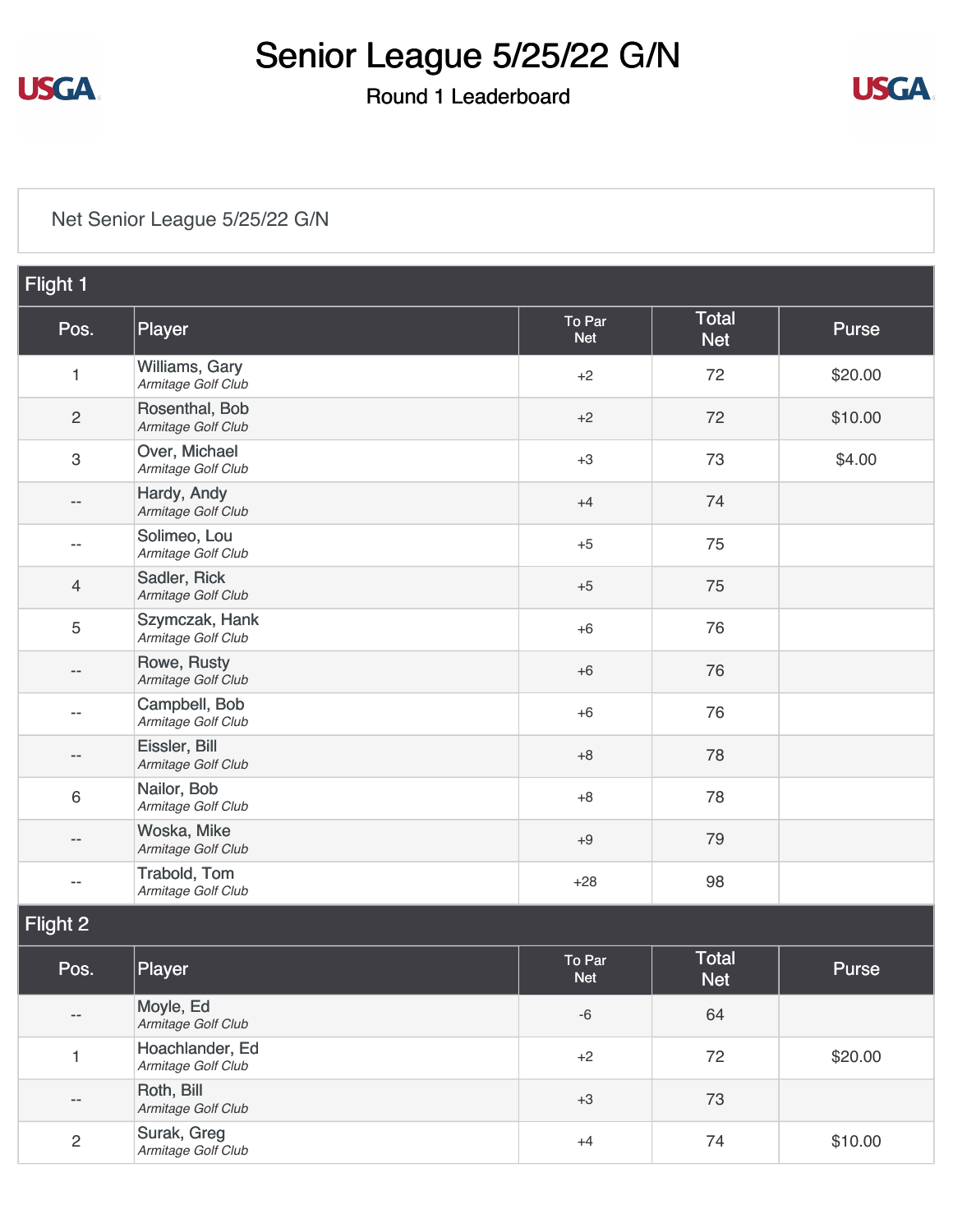# Senior League 5/25/22 G/N

## Round 1 Leaderboard

Net Senior League 5/25/22 G/N

### Flight 1

| Pos. | Player | To Par Net | Total Net | Purse |
|---|---|---|---|---|
| 1 | Williams, Gary *Armitage Golf Club* | +2 | 72 | $20.00 |
| 2 | Rosenthal, Bob *Armitage Golf Club* | +2 | 72 | $10.00 |
| 3 | Over, Michael *Armitage Golf Club* | +3 | 73 | $4.00 |
| -- | Hardy, Andy *Armitage Golf Club* | +4 | 74 | |
| -- | Solimeo, Lou *Armitage Golf Club* | +5 | 75 | |
| 4 | Sadler, Rick *Armitage Golf Club* | +5 | 75 | |
| 5 | Szymczak, Hank *Armitage Golf Club* | +6 | 76 | |
| -- | Rowe, Rusty *Armitage Golf Club* | +6 | 76 | |
| -- | Campbell, Bob *Armitage Golf Club* | +6 | 76 | |
| -- | Eissler, Bill *Armitage Golf Club* | +8 | 78 | |
| 6 | Nailor, Bob *Armitage Golf Club* | +8 | 78 | |
| -- | Woska, Mike *Armitage Golf Club* | +9 | 79 | |
| -- | Trabold, Tom *Armitage Golf Club* | +28 | 98 | |

### Flight 2

| Pos. | Player | To Par Net | Total Net | Purse |
|---|---|---|---|---|
| -- | Moyle, Ed *Armitage Golf Club* | -6 | 64 | |
| 1 | Hoachlander, Ed *Armitage Golf Club* | +2 | 72 | $20.00 |
| -- | Roth, Bill *Armitage Golf Club* | +3 | 73 | |
| 2 | Surak, Greg *Armitage Golf Club* | +4 | 74 | $10.00 |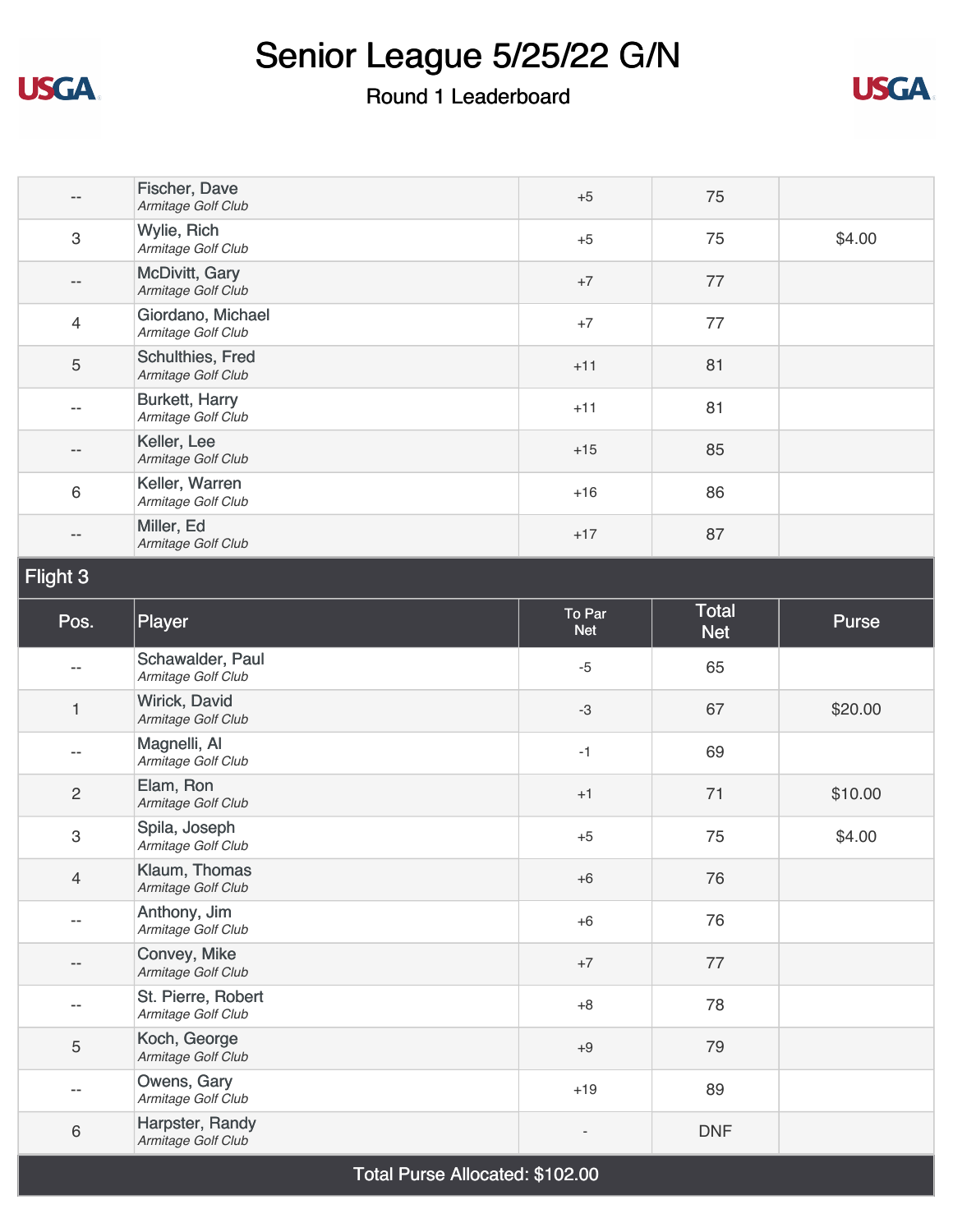# Senior League 5/25/22 G/N

Round 1 Leaderboard

| | | | | |
|---|---|---|---|---|
| -- | Fischer, Dave *Armitage Golf Club* | +5 | 75 | |
| 3 | Wylie, Rich *Armitage Golf Club* | +5 | 75 | $4.00 |
| -- | McDivitt, Gary *Armitage Golf Club* | +7 | 77 | |
| 4 | Giordano, Michael *Armitage Golf Club* | +7 | 77 | |
| 5 | Schulthies, Fred *Armitage Golf Club* | +11 | 81 | |
| -- | Burkett, Harry *Armitage Golf Club* | +11 | 81 | |
| -- | Keller, Lee *Armitage Golf Club* | +15 | 85 | |
| 6 | Keller, Warren *Armitage Golf Club* | +16 | 86 | |
| -- | Miller, Ed *Armitage Golf Club* | +17 | 87 | |

## Flight 3

| Pos. | Player | To Par Net | Total Net | Purse |
|---|---|---|---|---|
| -- | Schawalder, Paul *Armitage Golf Club* | -5 | 65 | |
| 1 | Wirick, David *Armitage Golf Club* | -3 | 67 | $20.00 |
| -- | Magnelli, Al *Armitage Golf Club* | -1 | 69 | |
| 2 | Elam, Ron *Armitage Golf Club* | +1 | 71 | $10.00 |
| 3 | Spila, Joseph *Armitage Golf Club* | +5 | 75 | $4.00 |
| 4 | Klaum, Thomas *Armitage Golf Club* | +6 | 76 | |
| -- | Anthony, Jim *Armitage Golf Club* | +6 | 76 | |
| -- | Convey, Mike *Armitage Golf Club* | +7 | 77 | |
| -- | St. Pierre, Robert *Armitage Golf Club* | +8 | 78 | |
| 5 | Koch, George *Armitage Golf Club* | +9 | 79 | |
| -- | Owens, Gary *Armitage Golf Club* | +19 | 89 | |
| 6 | Harpster, Randy *Armitage Golf Club* | - | DNF | |

Total Purse Allocated: $102.00